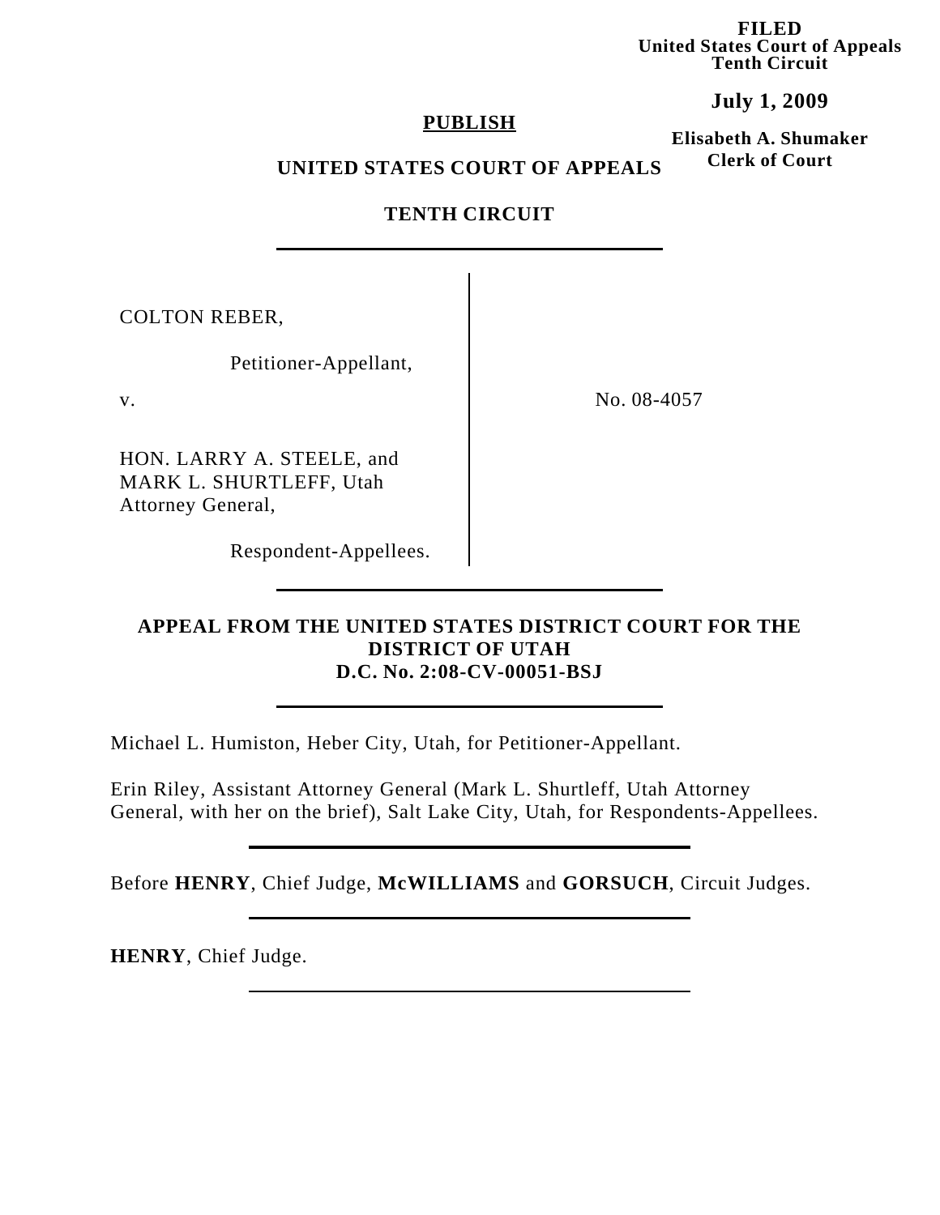**FILED**
**United States Court of Appeals**
**Tenth Circuit**

**July 1, 2009**

**Elisabeth A. Shumaker**
**Clerk of Court**

**PUBLISH**

**UNITED STATES COURT OF APPEALS**

**TENTH CIRCUIT**

---

| | |
|---|---|
| COLTON REBER,<br><br>Petitioner-Appellant,<br><br>v.<br><br>HON. LARRY A. STEELE, and MARK L. SHURTLEFF, Utah Attorney General,<br><br>Respondent-Appellees. | No. 08-4057 |

---

**APPEAL FROM THE UNITED STATES DISTRICT COURT FOR THE DISTRICT OF UTAH**
**D.C. No. 2:08-CV-00051-BSJ**

---

Michael L. Humiston, Heber City, Utah, for Petitioner-Appellant.

Erin Riley, Assistant Attorney General (Mark L. Shurtleff, Utah Attorney General, with her on the brief), Salt Lake City, Utah, for Respondents-Appellees.

---

Before **HENRY**, Chief Judge, **McWILLIAMS** and **GORSUCH**, Circuit Judges.

---

**HENRY**, Chief Judge.

---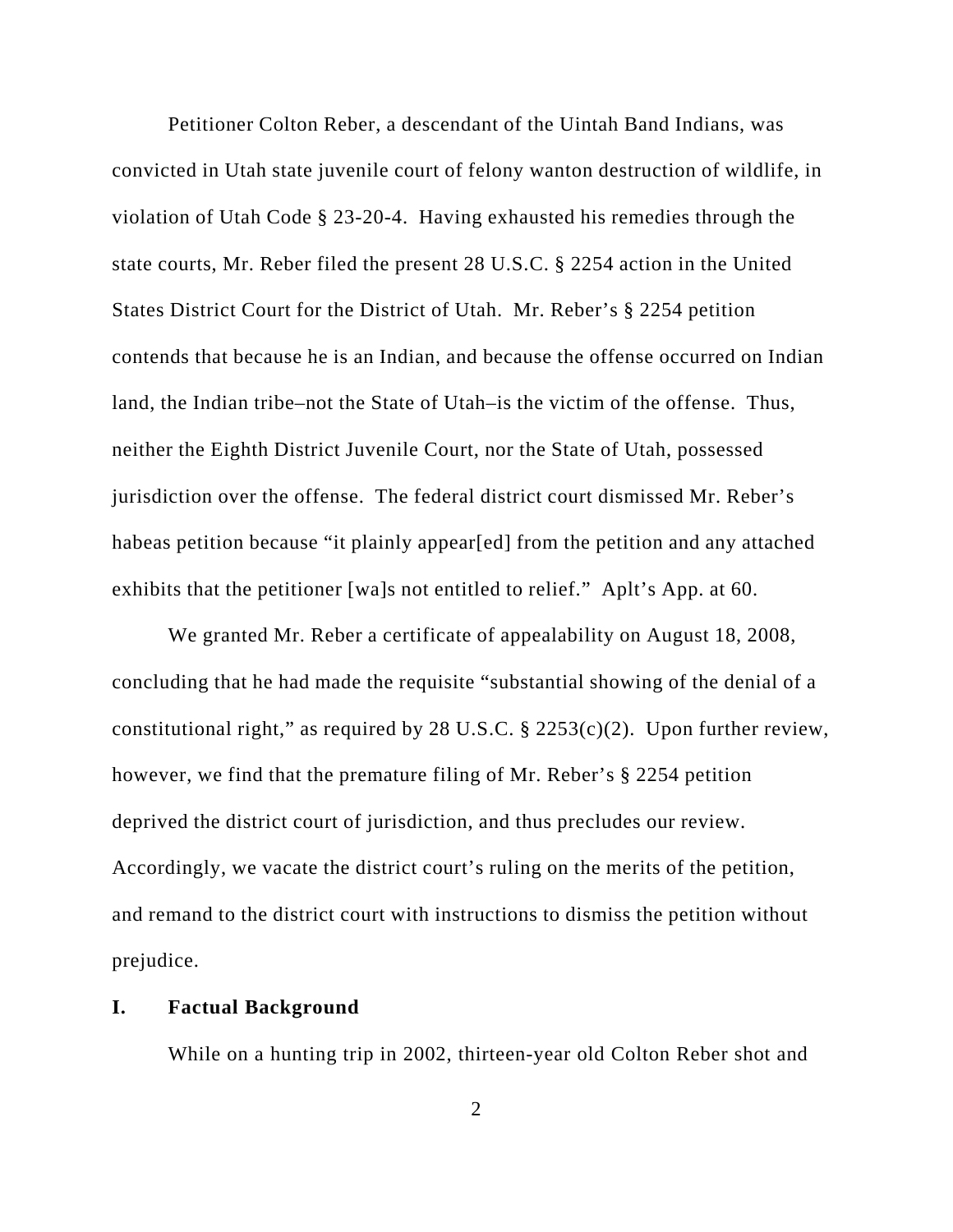Petitioner Colton Reber, a descendant of the Uintah Band Indians, was convicted in Utah state juvenile court of felony wanton destruction of wildlife, in violation of Utah Code § 23-20-4. Having exhausted his remedies through the state courts, Mr. Reber filed the present 28 U.S.C. § 2254 action in the United States District Court for the District of Utah. Mr. Reber's § 2254 petition contends that because he is an Indian, and because the offense occurred on Indian land, the Indian tribe–not the State of Utah–is the victim of the offense. Thus, neither the Eighth District Juvenile Court, nor the State of Utah, possessed jurisdiction over the offense. The federal district court dismissed Mr. Reber's habeas petition because "it plainly appear[ed] from the petition and any attached exhibits that the petitioner [wa]s not entitled to relief." Aplt's App. at 60.

We granted Mr. Reber a certificate of appealability on August 18, 2008, concluding that he had made the requisite "substantial showing of the denial of a constitutional right," as required by 28 U.S.C. § 2253(c)(2). Upon further review, however, we find that the premature filing of Mr. Reber's § 2254 petition deprived the district court of jurisdiction, and thus precludes our review. Accordingly, we vacate the district court's ruling on the merits of the petition, and remand to the district court with instructions to dismiss the petition without prejudice.

## I. Factual Background

While on a hunting trip in 2002, thirteen-year old Colton Reber shot and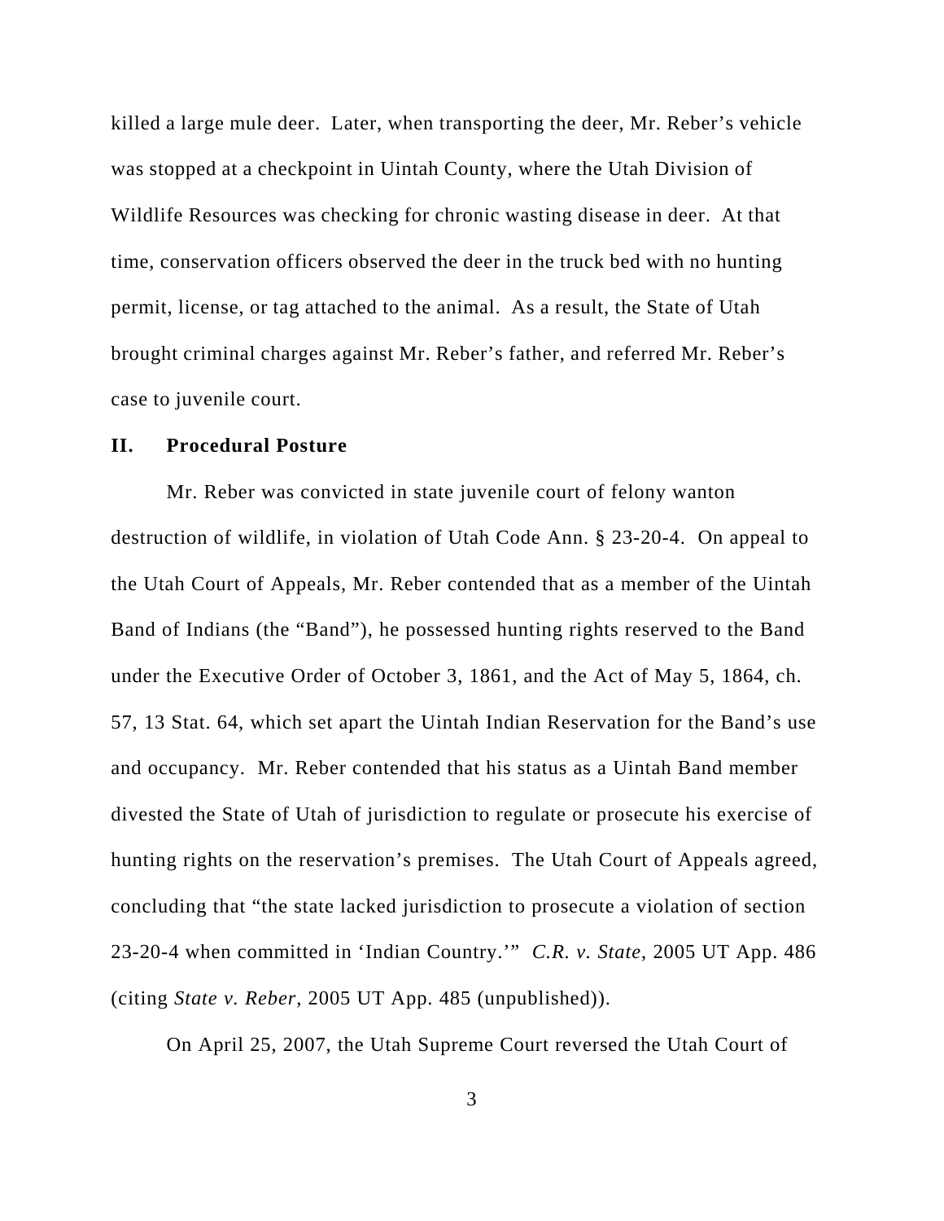killed a large mule deer. Later, when transporting the deer, Mr. Reber's vehicle was stopped at a checkpoint in Uintah County, where the Utah Division of Wildlife Resources was checking for chronic wasting disease in deer. At that time, conservation officers observed the deer in the truck bed with no hunting permit, license, or tag attached to the animal. As a result, the State of Utah brought criminal charges against Mr. Reber's father, and referred Mr. Reber's case to juvenile court.

## II. Procedural Posture

Mr. Reber was convicted in state juvenile court of felony wanton destruction of wildlife, in violation of Utah Code Ann. § 23-20-4. On appeal to the Utah Court of Appeals, Mr. Reber contended that as a member of the Uintah Band of Indians (the "Band"), he possessed hunting rights reserved to the Band under the Executive Order of October 3, 1861, and the Act of May 5, 1864, ch. 57, 13 Stat. 64, which set apart the Uintah Indian Reservation for the Band's use and occupancy. Mr. Reber contended that his status as a Uintah Band member divested the State of Utah of jurisdiction to regulate or prosecute his exercise of hunting rights on the reservation's premises. The Utah Court of Appeals agreed, concluding that "the state lacked jurisdiction to prosecute a violation of section 23-20-4 when committed in 'Indian Country.'" *C.R. v. State*, 2005 UT App. 486 (citing *State v. Reber*, 2005 UT App. 485 (unpublished)).

On April 25, 2007, the Utah Supreme Court reversed the Utah Court of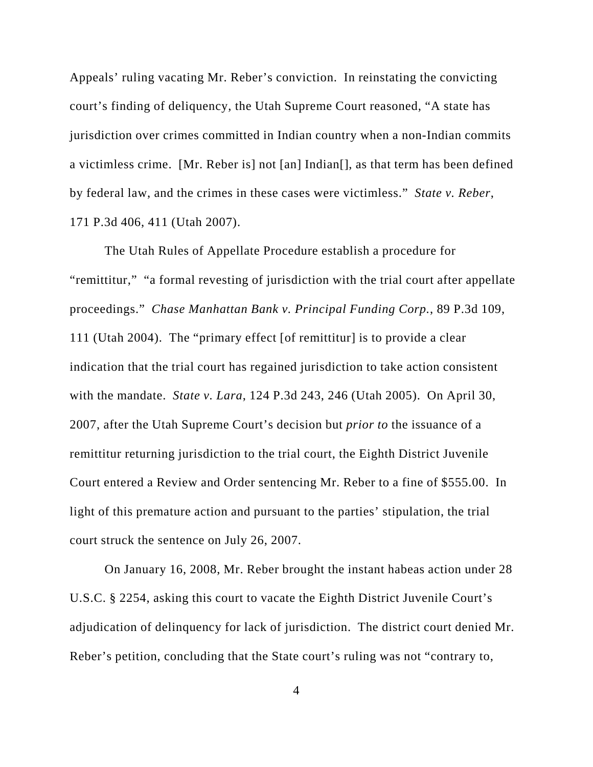Appeals' ruling vacating Mr. Reber's conviction. In reinstating the convicting court's finding of deliquency, the Utah Supreme Court reasoned, "A state has jurisdiction over crimes committed in Indian country when a non-Indian commits a victimless crime. [Mr. Reber is] not [an] Indian[], as that term has been defined by federal law, and the crimes in these cases were victimless." *State v. Reber*, 171 P.3d 406, 411 (Utah 2007).

The Utah Rules of Appellate Procedure establish a procedure for "remittitur," "a formal revesting of jurisdiction with the trial court after appellate proceedings." *Chase Manhattan Bank v. Principal Funding Corp.*, 89 P.3d 109, 111 (Utah 2004). The "primary effect [of remittitur] is to provide a clear indication that the trial court has regained jurisdiction to take action consistent with the mandate. *State v. Lara*, 124 P.3d 243, 246 (Utah 2005). On April 30, 2007, after the Utah Supreme Court's decision but *prior to* the issuance of a remittitur returning jurisdiction to the trial court, the Eighth District Juvenile Court entered a Review and Order sentencing Mr. Reber to a fine of $555.00. In light of this premature action and pursuant to the parties' stipulation, the trial court struck the sentence on July 26, 2007.

On January 16, 2008, Mr. Reber brought the instant habeas action under 28 U.S.C. § 2254, asking this court to vacate the Eighth District Juvenile Court's adjudication of delinquency for lack of jurisdiction. The district court denied Mr. Reber's petition, concluding that the State court's ruling was not "contrary to,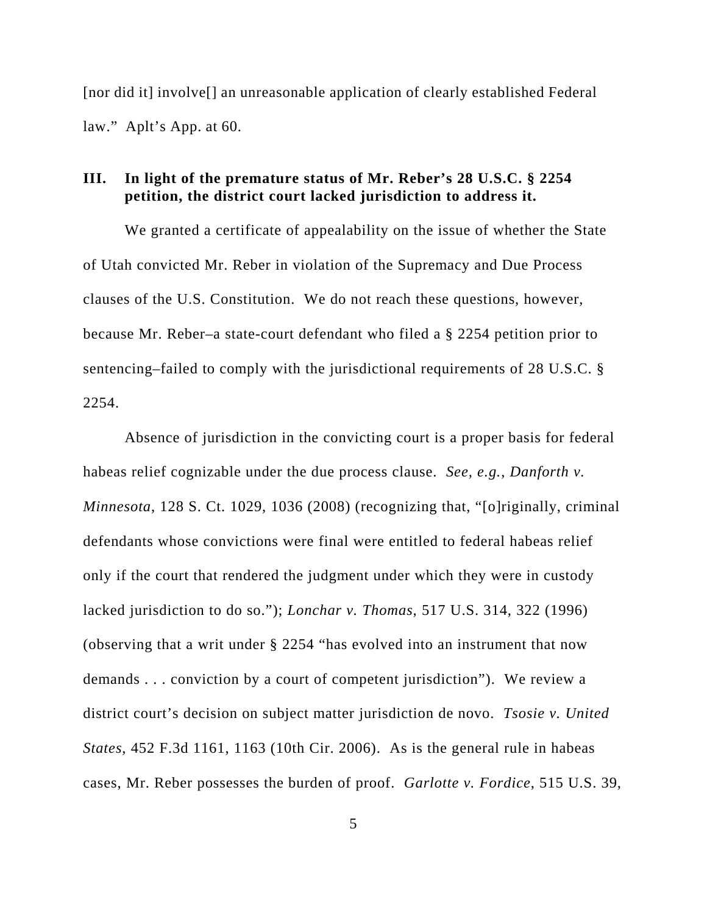[nor did it] involve[] an unreasonable application of clearly established Federal law." Aplt's App. at 60.

### III. In light of the premature status of Mr. Reber's 28 U.S.C. § 2254 petition, the district court lacked jurisdiction to address it.

We granted a certificate of appealability on the issue of whether the State of Utah convicted Mr. Reber in violation of the Supremacy and Due Process clauses of the U.S. Constitution. We do not reach these questions, however, because Mr. Reber–a state-court defendant who filed a § 2254 petition prior to sentencing–failed to comply with the jurisdictional requirements of 28 U.S.C. § 2254.

Absence of jurisdiction in the convicting court is a proper basis for federal habeas relief cognizable under the due process clause. *See, e.g.*, *Danforth v. Minnesota*, 128 S. Ct. 1029, 1036 (2008) (recognizing that, "[o]riginally, criminal defendants whose convictions were final were entitled to federal habeas relief only if the court that rendered the judgment under which they were in custody lacked jurisdiction to do so."); *Lonchar v. Thomas*, 517 U.S. 314, 322 (1996) (observing that a writ under § 2254 "has evolved into an instrument that now demands . . . conviction by a court of competent jurisdiction"). We review a district court's decision on subject matter jurisdiction de novo. *Tsosie v. United States*, 452 F.3d 1161, 1163 (10th Cir. 2006). As is the general rule in habeas cases, Mr. Reber possesses the burden of proof. *Garlotte v. Fordice*, 515 U.S. 39,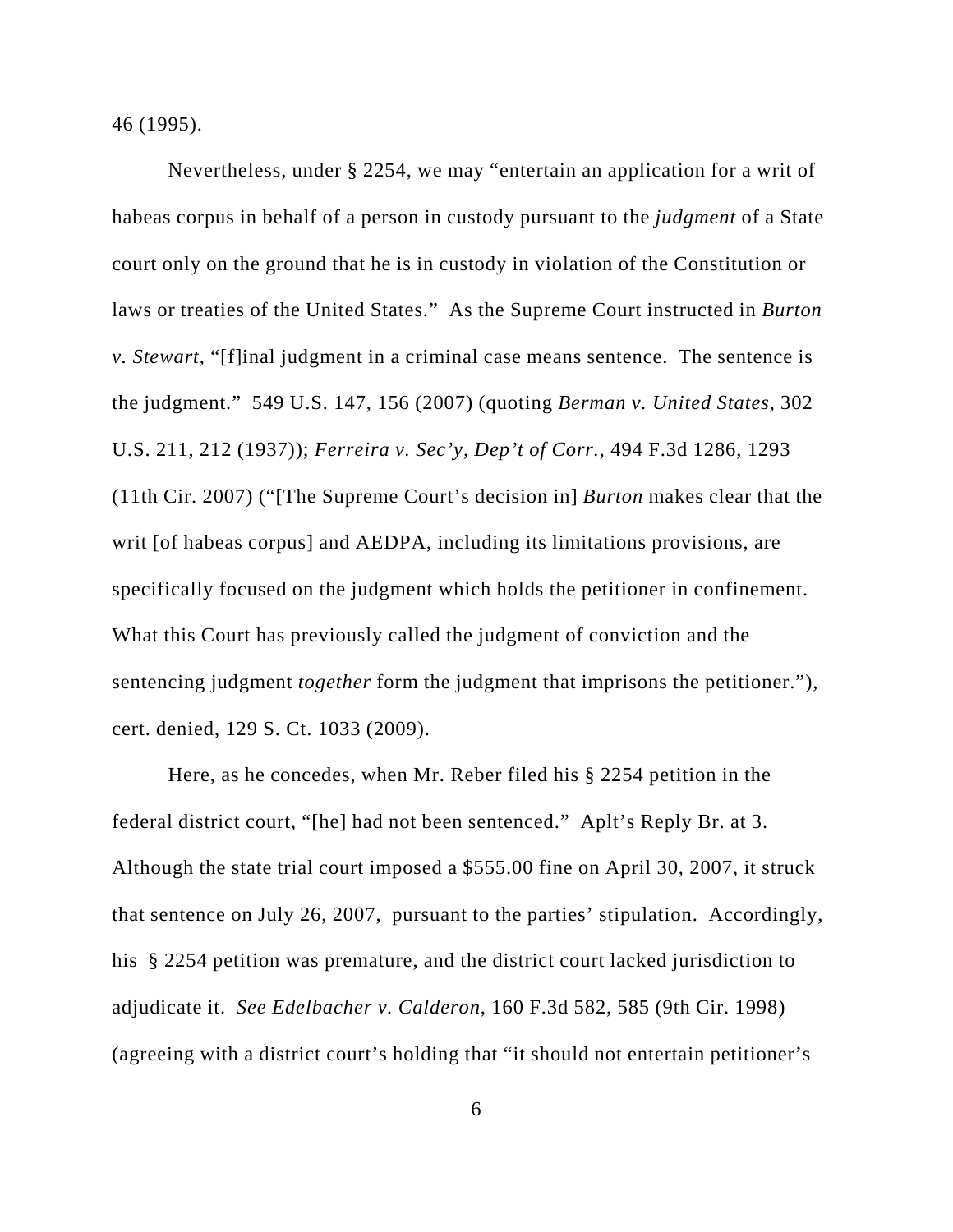46 (1995).

Nevertheless, under § 2254, we may "entertain an application for a writ of habeas corpus in behalf of a person in custody pursuant to the *judgment* of a State court only on the ground that he is in custody in violation of the Constitution or laws or treaties of the United States." As the Supreme Court instructed in *Burton v. Stewart*, "[f]inal judgment in a criminal case means sentence. The sentence is the judgment." 549 U.S. 147, 156 (2007) (quoting *Berman v. United States*, 302 U.S. 211, 212 (1937)); *Ferreira v. Sec'y, Dep't of Corr.*, 494 F.3d 1286, 1293 (11th Cir. 2007) ("[The Supreme Court's decision in] *Burton* makes clear that the writ [of habeas corpus] and AEDPA, including its limitations provisions, are specifically focused on the judgment which holds the petitioner in confinement. What this Court has previously called the judgment of conviction and the sentencing judgment *together* form the judgment that imprisons the petitioner."), cert. denied, 129 S. Ct. 1033 (2009).

Here, as he concedes, when Mr. Reber filed his § 2254 petition in the federal district court, "[he] had not been sentenced." Aplt's Reply Br. at 3. Although the state trial court imposed a $555.00 fine on April 30, 2007, it struck that sentence on July 26, 2007, pursuant to the parties' stipulation. Accordingly, his § 2254 petition was premature, and the district court lacked jurisdiction to adjudicate it. *See Edelbacher v. Calderon*, 160 F.3d 582, 585 (9th Cir. 1998) (agreeing with a district court's holding that "it should not entertain petitioner's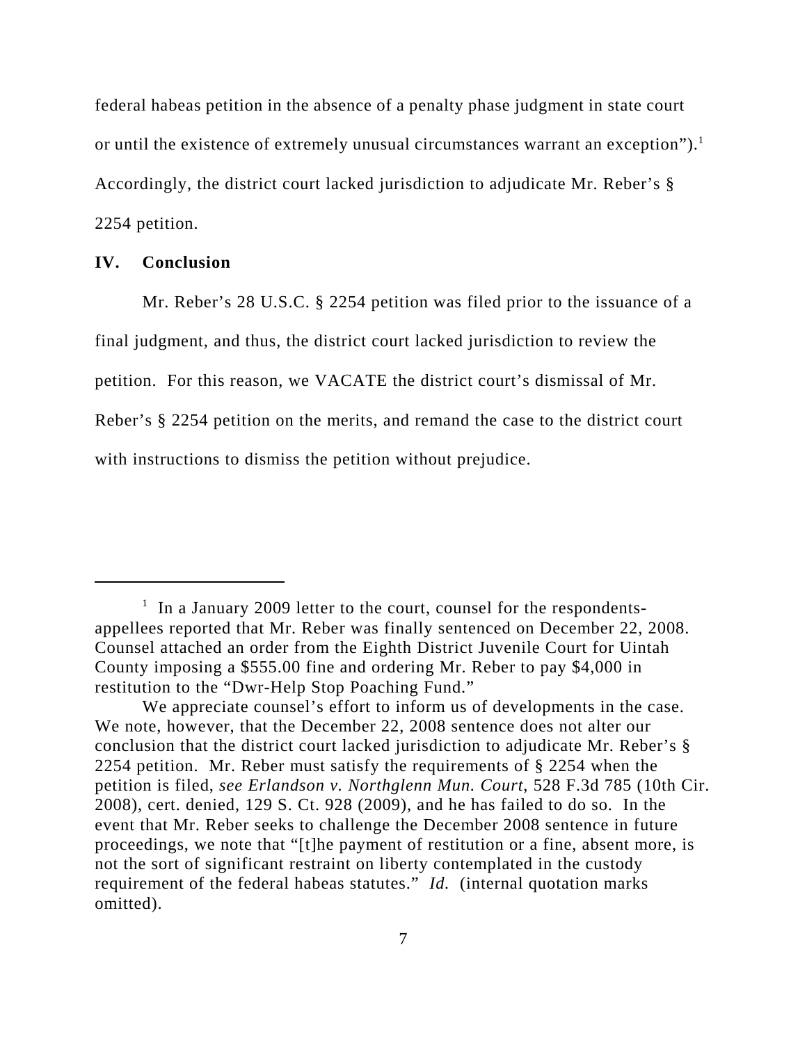federal habeas petition in the absence of a penalty phase judgment in state court or until the existence of extremely unusual circumstances warrant an exception").[1] Accordingly, the district court lacked jurisdiction to adjudicate Mr. Reber's § 2254 petition.

## IV. Conclusion

Mr. Reber's 28 U.S.C. § 2254 petition was filed prior to the issuance of a final judgment, and thus, the district court lacked jurisdiction to review the petition. For this reason, we VACATE the district court's dismissal of Mr. Reber's § 2254 petition on the merits, and remand the case to the district court with instructions to dismiss the petition without prejudice.

---

[1] In a January 2009 letter to the court, counsel for the respondents-appellees reported that Mr. Reber was finally sentenced on December 22, 2008. Counsel attached an order from the Eighth District Juvenile Court for Uintah County imposing a $555.00 fine and ordering Mr. Reber to pay $4,000 in restitution to the "Dwr-Help Stop Poaching Fund."

We appreciate counsel's effort to inform us of developments in the case. We note, however, that the December 22, 2008 sentence does not alter our conclusion that the district court lacked jurisdiction to adjudicate Mr. Reber's § 2254 petition. Mr. Reber must satisfy the requirements of § 2254 when the petition is filed, *see Erlandson v. Northglenn Mun. Court*, 528 F.3d 785 (10th Cir. 2008), cert. denied, 129 S. Ct. 928 (2009), and he has failed to do so. In the event that Mr. Reber seeks to challenge the December 2008 sentence in future proceedings, we note that "[t]he payment of restitution or a fine, absent more, is not the sort of significant restraint on liberty contemplated in the custody requirement of the federal habeas statutes." *Id.* (internal quotation marks omitted).